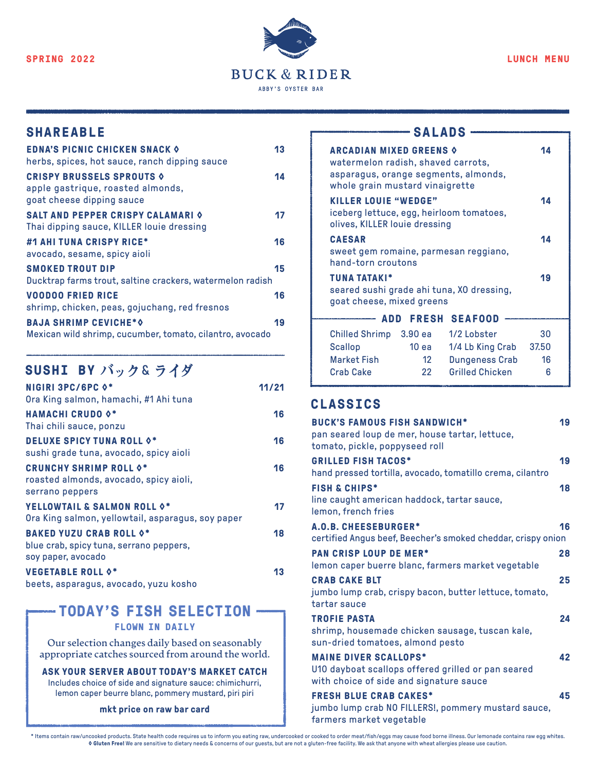SPRING 2022

# BUCK & RIDER

ABBY'S OYSTER BAR

LUNCH MENU

## SHAREABLE

**EDNA'S PICNIC CHICKEN SNACK ◊** 13
herbs, spices, hot sauce, ranch dipping sauce

**CRISPY BRUSSELS SPROUTS ◊** 14
apple gastrique, roasted almonds, goat cheese dipping sauce

**SALT AND PEPPER CRISPY CALAMARI ◊** 17
Thai dipping sauce, KILLER louie dressing

**#1 AHI TUNA CRISPY RICE*** 16
avocado, sesame, spicy aioli

**SMOKED TROUT DIP** 15
Ducktrap farms trout, saltine crackers, watermelon radish

**VOODOO FRIED RICE** 16
shrimp, chicken, peas, gojuchang, red fresnos

**BAJA SHRIMP CEVICHE*◊** 19
Mexican wild shrimp, cucumber, tomato, cilantro, avocado

## SUSHI BY バック& ライダ

**NIGIRI 3PC/6PC ◊*** 11/21
Ora King salmon, hamachi, #1 Ahi tuna

**HAMACHI CRUDO ◊*** 16
Thai chili sauce, ponzu

**DELUXE SPICY TUNA ROLL ◊*** 16
sushi grade tuna, avocado, spicy aioli

**CRUNCHY SHRIMP ROLL ◊*** 16
roasted almonds, avocado, spicy aioli, serrano peppers

**YELLOWTAIL & SALMON ROLL ◊*** 17
Ora King salmon, yellowtail, asparagus, soy paper

**BAKED YUZU CRAB ROLL ◊*** 18
blue crab, spicy tuna, serrano peppers, soy paper, avocado

**VEGETABLE ROLL ◊*** 13
beets, asparagus, avocado, yuzu kosho

## TODAY'S FISH SELECTION

**FLOWN IN DAILY**

Our selection changes daily based on seasonably appropriate catches sourced from around the world.

**ASK YOUR SERVER ABOUT TODAY'S MARKET CATCH**

Includes choice of side and signature sauce: chimichurri, lemon caper beurre blanc, pommery mustard, piri piri

**mkt price on raw bar card**

## SALADS

**ARCADIAN MIXED GREENS ◊** 14
watermelon radish, shaved carrots, asparagus, orange segments, almonds, whole grain mustard vinaigrette

**KILLER LOUIE "WEDGE"** 14
iceberg lettuce, egg, heirloom tomatoes, olives, KILLER louie dressing

**CAESAR** 14
sweet gem romaine, parmesan reggiano, hand-torn croutons

**TUNA TATAKI*** 19
seared sushi grade ahi tuna, XO dressing, goat cheese, mixed greens

### ADD FRESH SEAFOOD

| | | | |
|---|---|---|---|
| Chilled Shrimp | 3.90 ea | 1/2 Lobster | 30 |
| Scallop | 10 ea | 1/4 Lb King Crab | 37.50 |
| Market Fish | 12 | Dungeness Crab | 16 |
| Crab Cake | 22 | Grilled Chicken | 6 |

## CLASSICS

**BUCK'S FAMOUS FISH SANDWICH*** 19
pan seared loup de mer, house tartar, lettuce, tomato, pickle, poppyseed roll

**GRILLED FISH TACOS*** 19
hand pressed tortilla, avocado, tomatillo crema, cilantro

**FISH & CHIPS*** 18
line caught american haddock, tartar sauce, lemon, french fries

**A.O.B. CHEESEBURGER*** 16
certified Angus beef, Beecher's smoked cheddar, crispy onion

**PAN CRISP LOUP DE MER*** 28
lemon caper buerre blanc, farmers market vegetable

**CRAB CAKE BLT** 25
jumbo lump crab, crispy bacon, butter lettuce, tomato, tartar sauce

**TROFIE PASTA** 24
shrimp, housemade chicken sausage, tuscan kale, sun-dried tomatoes, almond pesto

**MAINE DIVER SCALLOPS*** 42
U10 dayboat scallops offered grilled or pan seared with choice of side and signature sauce

**FRESH BLUE CRAB CAKES*** 45
jumbo lump crab NO FILLERS!, pommery mustard sauce, farmers market vegetable

\* Items contain raw/uncooked products. State health code requires us to inform you eating raw, undercooked or cooked to order meat/fish/eggs may cause food borne illness. Our lemonade contains raw egg whites.
◊ **Gluten Free!** We are sensitive to dietary needs & concerns of our guests, but are not a gluten-free facility. We ask that anyone with wheat allergies please use caution.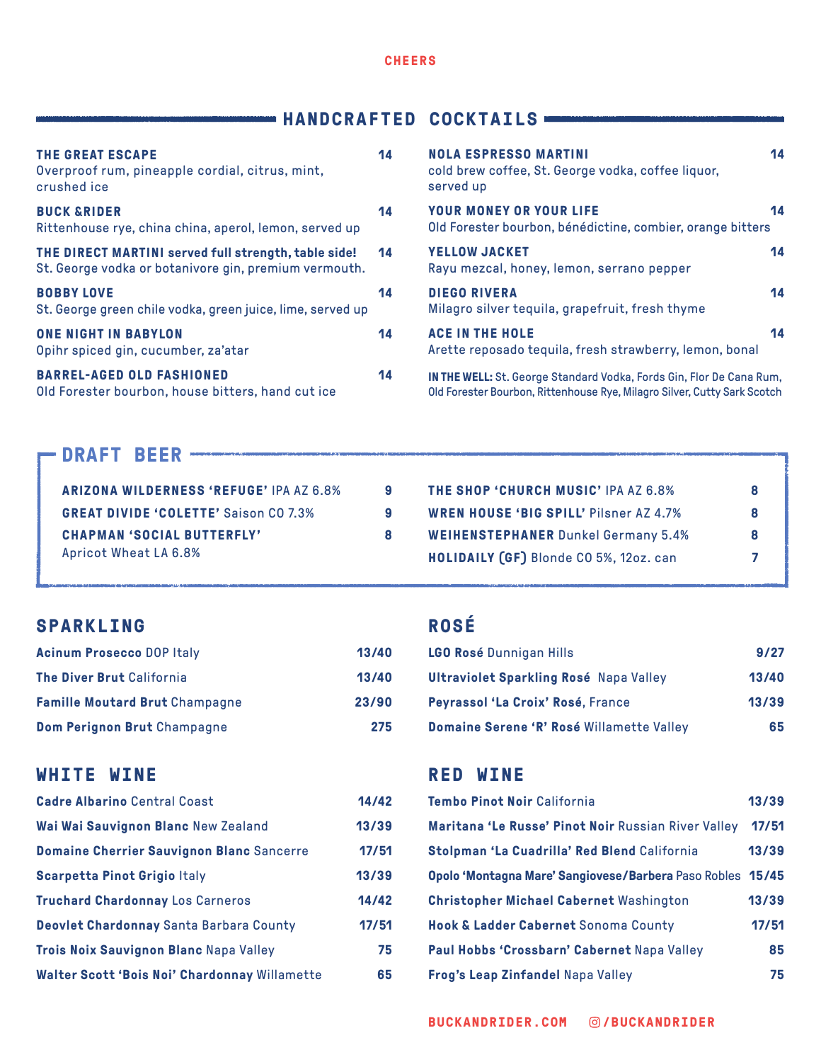CHEERS

## HANDCRAFTED COCKTAILS

**THE GREAT ESCAPE** 14
Overproof rum, pineapple cordial, citrus, mint, crushed ice

**BUCK &RIDER** 14
Rittenhouse rye, china china, aperol, lemon, served up

**THE DIRECT MARTINI served full strength, table side!** 14
St. George vodka or botanivore gin, premium vermouth.

**BOBBY LOVE** 14
St. George green chile vodka, green juice, lime, served up

**ONE NIGHT IN BABYLON** 14
Opihr spiced gin, cucumber, za'atar

**BARREL-AGED OLD FASHIONED** 14
Old Forester bourbon, house bitters, hand cut ice

**NOLA ESPRESSO MARTINI** 14
cold brew coffee, St. George vodka, coffee liquor, served up

**YOUR MONEY OR YOUR LIFE** 14
Old Forester bourbon, bénédictine, combier, orange bitters

**YELLOW JACKET** 14
Rayu mezcal, honey, lemon, serrano pepper

**DIEGO RIVERA** 14
Milagro silver tequila, grapefruit, fresh thyme

**ACE IN THE HOLE** 14
Arette reposado tequila, fresh strawberry, lemon, bonal

**IN THE WELL:** St. George Standard Vodka, Fords Gin, Flor De Cana Rum, Old Forester Bourbon, Rittenhouse Rye, Milagro Silver, Cutty Sark Scotch

## DRAFT BEER

| | |
|---|---|
| **ARIZONA WILDERNESS 'REFUGE'** IPA AZ 6.8% | 9 |
| **GREAT DIVIDE 'COLETTE'** Saison CO 7.3% | 9 |
| **CHAPMAN 'SOCIAL BUTTERFLY'** Apricot Wheat LA 6.8% | 8 |
| **THE SHOP 'CHURCH MUSIC'** IPA AZ 6.8% | 8 |
| **WREN HOUSE 'BIG SPILL'** Pilsner AZ 4.7% | 8 |
| **WEIHENSTEPHANER** Dunkel Germany 5.4% | 8 |
| **HOLIDAILY (GF)** Blonde CO 5%, 12oz. can | 7 |

## SPARKLING

| | |
|---|---|
| **Acinum Prosecco** DOP Italy | 13/40 |
| **The Diver Brut** California | 13/40 |
| **Famille Moutard Brut** Champagne | 23/90 |
| **Dom Perignon Brut** Champagne | 275 |

## ROSÉ

| | |
|---|---|
| **LGO Rosé** Dunnigan Hills | 9/27 |
| **Ultraviolet Sparkling Rosé** Napa Valley | 13/40 |
| **Peyrassol 'La Croix' Rosé**, France | 13/39 |
| **Domaine Serene 'R' Rosé** Willamette Valley | 65 |

## WHITE WINE

| | |
|---|---|
| **Cadre Albarino** Central Coast | 14/42 |
| **Wai Wai Sauvignon Blanc** New Zealand | 13/39 |
| **Domaine Cherrier Sauvignon Blanc** Sancerre | 17/51 |
| **Scarpetta Pinot Grigio** Italy | 13/39 |
| **Truchard Chardonnay** Los Carneros | 14/42 |
| **Deovlet Chardonnay** Santa Barbara County | 17/51 |
| **Trois Noix Sauvignon Blanc** Napa Valley | 75 |
| **Walter Scott 'Bois Noi' Chardonnay** Willamette | 65 |

## RED WINE

| | |
|---|---|
| **Tembo Pinot Noir** California | 13/39 |
| **Maritana 'Le Russe' Pinot Noir** Russian River Valley | 17/51 |
| **Stolpman 'La Cuadrilla' Red Blend** California | 13/39 |
| **Opolo 'Montagna Mare' Sangiovese/Barbera** Paso Robles | 15/45 |
| **Christopher Michael Cabernet** Washington | 13/39 |
| **Hook & Ladder Cabernet** Sonoma County | 17/51 |
| **Paul Hobbs 'Crossbarn' Cabernet** Napa Valley | 85 |
| **Frog's Leap Zinfandel** Napa Valley | 75 |

BUCKANDRIDER.COM /BUCKANDRIDER